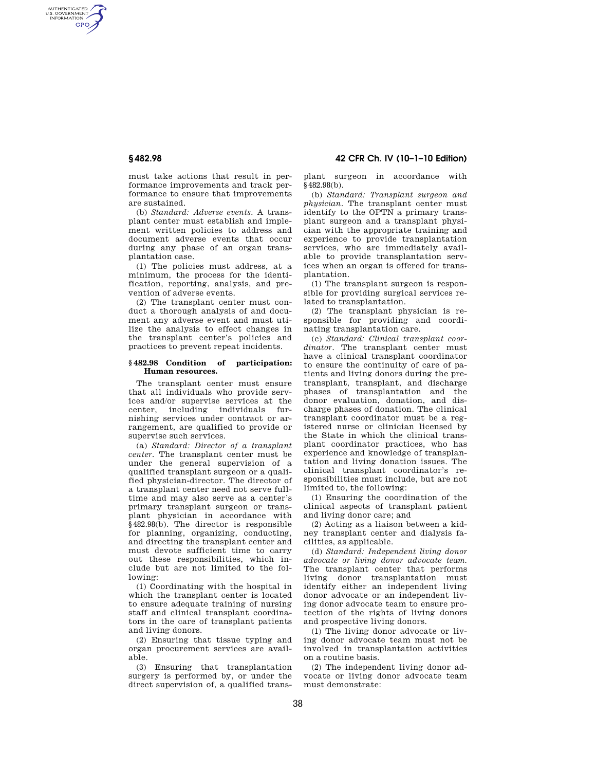must take actions that result in performance improvements and track performance to ensure that improvements are sustained.

(b) *Standard: Adverse events.* A transplant center must establish and implement written policies to address and document adverse events that occur during any phase of an organ transplantation case.

(1) The policies must address, at a minimum, the process for the identification, reporting, analysis, and prevention of adverse events.

(2) The transplant center must conduct a thorough analysis of and document any adverse event and must utilize the analysis to effect changes in the transplant center's policies and practices to prevent repeat incidents.

### § 482.98 Condition of participation: Human resources.

The transplant center must ensure that all individuals who provide services and/or supervise services at the center, including individuals furnishing services under contract or arrangement, are qualified to provide or supervise such services.

(a) *Standard: Director of a transplant center.* The transplant center must be under the general supervision of a qualified transplant surgeon or a qualified physician-director. The director of a transplant center need not serve full-time and may also serve as a center's primary transplant surgeon or transplant physician in accordance with §482.98(b). The director is responsible for planning, organizing, conducting, and directing the transplant center and must devote sufficient time to carry out these responsibilities, which include but are not limited to the following:

(1) Coordinating with the hospital in which the transplant center is located to ensure adequate training of nursing staff and clinical transplant coordinators in the care of transplant patients and living donors.

(2) Ensuring that tissue typing and organ procurement services are available.

(3) Ensuring that transplantation surgery is performed by, or under the direct supervision of, a qualified transplant surgeon in accordance with §482.98(b).

(b) *Standard: Transplant surgeon and physician.* The transplant center must identify to the OPTN a primary transplant surgeon and a transplant physician with the appropriate training and experience to provide transplantation services, who are immediately available to provide transplantation services when an organ is offered for transplantation.

(1) The transplant surgeon is responsible for providing surgical services related to transplantation.

(2) The transplant physician is responsible for providing and coordinating transplantation care.

(c) *Standard: Clinical transplant coordinator.* The transplant center must have a clinical transplant coordinator to ensure the continuity of care of patients and living donors during the pre-transplant, transplant, and discharge phases of transplantation and the donor evaluation, donation, and discharge phases of donation. The clinical transplant coordinator must be a registered nurse or clinician licensed by the State in which the clinical transplant coordinator practices, who has experience and knowledge of transplantation and living donation issues. The clinical transplant coordinator's responsibilities must include, but are not limited to, the following:

(1) Ensuring the coordination of the clinical aspects of transplant patient and living donor care; and

(2) Acting as a liaison between a kidney transplant center and dialysis facilities, as applicable.

(d) *Standard: Independent living donor advocate or living donor advocate team.* The transplant center that performs living donor transplantation must identify either an independent living donor advocate or an independent living donor advocate team to ensure protection of the rights of living donors and prospective living donors.

(1) The living donor advocate or living donor advocate team must not be involved in transplantation activities on a routine basis.

(2) The independent living donor advocate or living donor advocate team must demonstrate: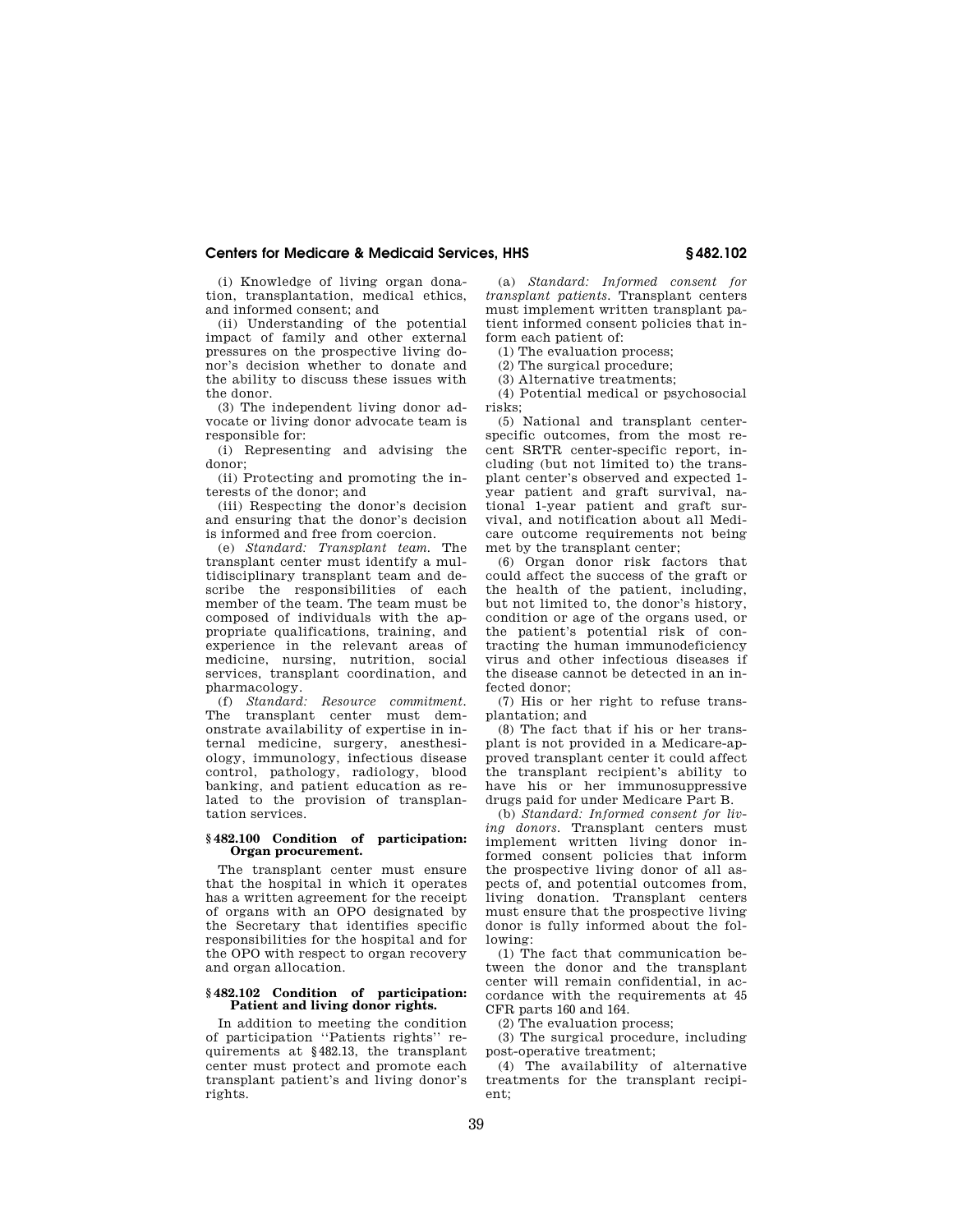(i) Knowledge of living organ donation, transplantation, medical ethics, and informed consent; and

(ii) Understanding of the potential impact of family and other external pressures on the prospective living donor's decision whether to donate and the ability to discuss these issues with the donor.

(3) The independent living donor advocate or living donor advocate team is responsible for:

(i) Representing and advising the donor;

(ii) Protecting and promoting the interests of the donor; and

(iii) Respecting the donor's decision and ensuring that the donor's decision is informed and free from coercion.

(e) *Standard: Transplant team.* The transplant center must identify a multidisciplinary transplant team and describe the responsibilities of each member of the team. The team must be composed of individuals with the appropriate qualifications, training, and experience in the relevant areas of medicine, nursing, nutrition, social services, transplant coordination, and pharmacology.

(f) *Standard: Resource commitment.* The transplant center must demonstrate availability of expertise in internal medicine, surgery, anesthesiology, immunology, infectious disease control, pathology, radiology, blood banking, and patient education as related to the provision of transplantation services.

### § 482.100 Condition of participation: Organ procurement.

The transplant center must ensure that the hospital in which it operates has a written agreement for the receipt of organs with an OPO designated by the Secretary that identifies specific responsibilities for the hospital and for the OPO with respect to organ recovery and organ allocation.

### § 482.102 Condition of participation: Patient and living donor rights.

In addition to meeting the condition of participation ''Patients rights'' requirements at § 482.13, the transplant center must protect and promote each transplant patient's and living donor's rights.

(a) *Standard: Informed consent for transplant patients.* Transplant centers must implement written transplant patient informed consent policies that inform each patient of:

(1) The evaluation process;

(2) The surgical procedure;

(3) Alternative treatments;

(4) Potential medical or psychosocial risks;

(5) National and transplant center-specific outcomes, from the most recent SRTR center-specific report, including (but not limited to) the transplant center's observed and expected 1-year patient and graft survival, national 1-year patient and graft survival, and notification about all Medicare outcome requirements not being met by the transplant center;

(6) Organ donor risk factors that could affect the success of the graft or the health of the patient, including, but not limited to, the donor's history, condition or age of the organs used, or the patient's potential risk of contracting the human immunodeficiency virus and other infectious diseases if the disease cannot be detected in an infected donor;

(7) His or her right to refuse transplantation; and

(8) The fact that if his or her transplant is not provided in a Medicare-approved transplant center it could affect the transplant recipient's ability to have his or her immunosuppressive drugs paid for under Medicare Part B.

(b) *Standard: Informed consent for living donors.* Transplant centers must implement written living donor informed consent policies that inform the prospective living donor of all aspects of, and potential outcomes from, living donation. Transplant centers must ensure that the prospective living donor is fully informed about the following:

(1) The fact that communication between the donor and the transplant center will remain confidential, in accordance with the requirements at 45 CFR parts 160 and 164.

(2) The evaluation process;

(3) The surgical procedure, including post-operative treatment;

(4) The availability of alternative treatments for the transplant recipient;